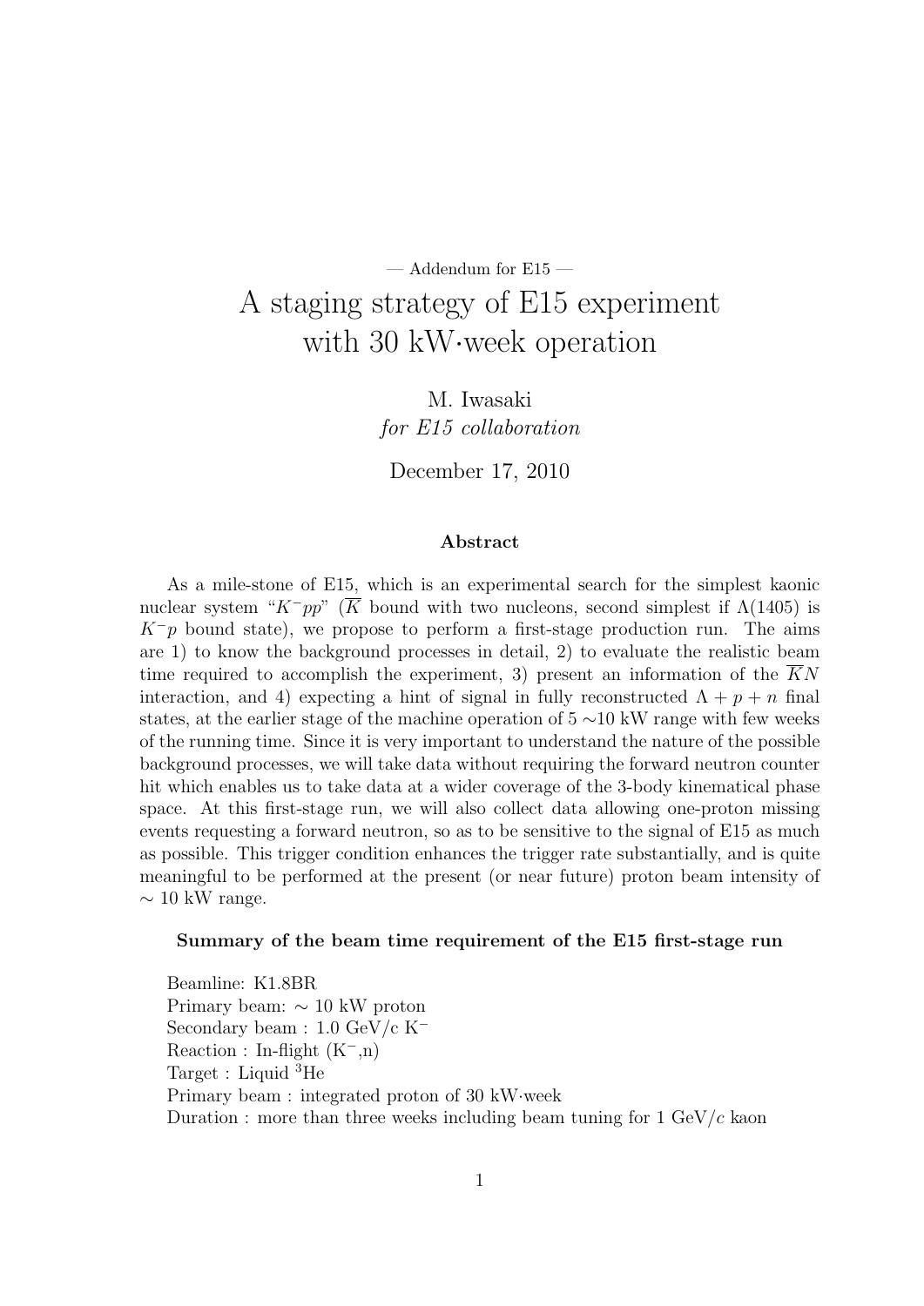— Addendum for E15 —

# A staging strategy of E15 experiment with 30 kW·week operation

M. Iwasaki
*for E15 collaboration*

December 17, 2010

### Abstract

As a mile-stone of E15, which is an experimental search for the simplest kaonic nuclear system "$K^-pp$" ($\overline{K}$ bound with two nucleons, second simplest if $\Lambda(1405)$ is $K^-p$ bound state), we propose to perform a first-stage production run. The aims are 1) to know the background processes in detail, 2) to evaluate the realistic beam time required to accomplish the experiment, 3) present an information of the $\overline{K}N$ interaction, and 4) expecting a hint of signal in fully reconstructed $\Lambda + p + n$ final states, at the earlier stage of the machine operation of 5 $\sim$10 kW range with few weeks of the running time. Since it is very important to understand the nature of the possible background processes, we will take data without requiring the forward neutron counter hit which enables us to take data at a wider coverage of the 3-body kinematical phase space. At this first-stage run, we will also collect data allowing one-proton missing events requesting a forward neutron, so as to be sensitive to the signal of E15 as much as possible. This trigger condition enhances the trigger rate substantially, and is quite meaningful to be performed at the present (or near future) proton beam intensity of $\sim$ 10 kW range.

**Summary of the beam time requirement of the E15 first-stage run**

Beamline: K1.8BR
Primary beam: $\sim$ 10 kW proton
Secondary beam : 1.0 GeV/c $K^-$
Reaction : In-flight ($K^-$,n)
Target : Liquid $^3$He
Primary beam : integrated proton of 30 kW·week
Duration : more than three weeks including beam tuning for 1 GeV/$c$ kaon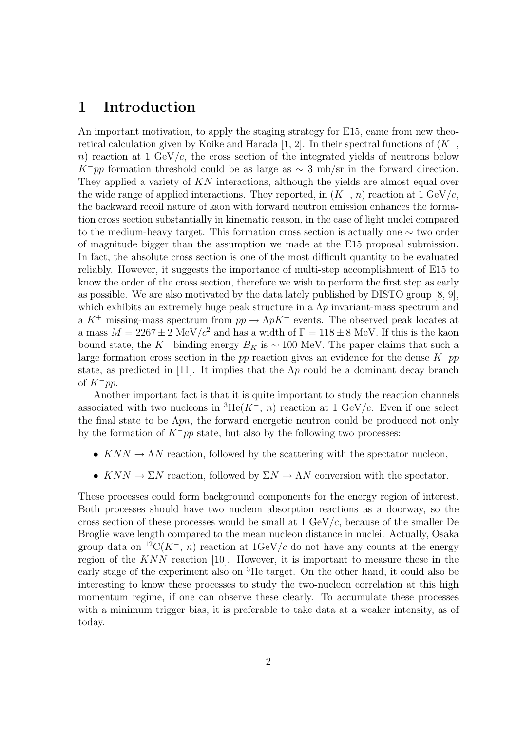# 1 Introduction

An important motivation, to apply the staging strategy for E15, came from new theoretical calculation given by Koike and Harada [1, 2]. In their spectral functions of ($K^-$, $n$) reaction at 1 GeV/$c$, the cross section of the integrated yields of neutrons below $K^-pp$ formation threshold could be as large as $\sim$ 3 mb/sr in the forward direction. They applied a variety of $\overline{K}N$ interactions, although the yields are almost equal over the wide range of applied interactions. They reported, in ($K^-$, $n$) reaction at 1 GeV/$c$, the backward recoil nature of kaon with forward neutron emission enhances the formation cross section substantially in kinematic reason, in the case of light nuclei compared to the medium-heavy target. This formation cross section is actually one $\sim$ two order of magnitude bigger than the assumption we made at the E15 proposal submission. In fact, the absolute cross section is one of the most difficult quantity to be evaluated reliably. However, it suggests the importance of multi-step accomplishment of E15 to know the order of the cross section, therefore we wish to perform the first step as early as possible. We are also motivated by the data lately published by DISTO group [8, 9], which exhibits an extremely huge peak structure in a $\Lambda p$ invariant-mass spectrum and a $K^+$ missing-mass spectrum from $pp \to \Lambda p K^+$ events. The observed peak locates at a mass $M = 2267 \pm 2$ MeV/$c^2$ and has a width of $\Gamma = 118 \pm 8$ MeV. If this is the kaon bound state, the $K^-$ binding energy $B_K$ is $\sim$ 100 MeV. The paper claims that such a large formation cross section in the $pp$ reaction gives an evidence for the dense $K^-pp$ state, as predicted in [11]. It implies that the $\Lambda p$ could be a dominant decay branch of $K^-pp$.

Another important fact is that it is quite important to study the reaction channels associated with two nucleons in $^3$He($K^-$, $n$) reaction at 1 GeV/$c$. Even if one select the final state to be $\Lambda pn$, the forward energetic neutron could be produced not only by the formation of $K^-pp$ state, but also by the following two processes:

- $KNN \to \Lambda N$ reaction, followed by the scattering with the spectator nucleon,
- $KNN \to \Sigma N$ reaction, followed by $\Sigma N \to \Lambda N$ conversion with the spectator.

These processes could form background components for the energy region of interest. Both processes should have two nucleon absorption reactions as a doorway, so the cross section of these processes would be small at 1 GeV/$c$, because of the smaller De Broglie wave length compared to the mean nucleon distance in nuclei. Actually, Osaka group data on $^{12}$C($K^-$, $n$) reaction at 1GeV/$c$ do not have any counts at the energy region of the $KNN$ reaction [10]. However, it is important to measure these in the early stage of the experiment also on $^3$He target. On the other hand, it could also be interesting to know these processes to study the two-nucleon correlation at this high momentum regime, if one can observe these clearly. To accumulate these processes with a minimum trigger bias, it is preferable to take data at a weaker intensity, as of today.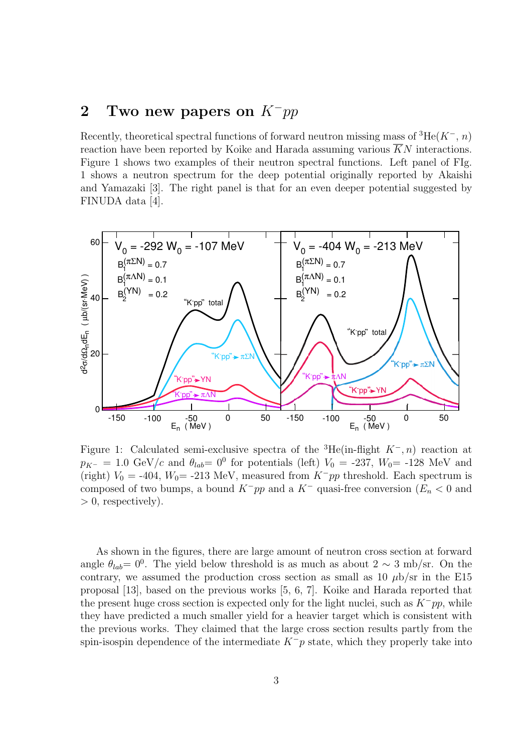## 2 Two new papers on $K^-pp$

Recently, theoretical spectral functions of forward neutron missing mass of $^3$He($K^-$, $n$) reaction have been reported by Koike and Harada assuming various $\overline{K}N$ interactions. Figure 1 shows two examples of their neutron spectral functions. Left panel of FIg. 1 shows a neutron spectrum for the deep potential originally reported by Akaishi and Yamazaki [3]. The right panel is that for an even deeper potential suggested by FINUDA data [4].

Figure 1: Calculated semi-exclusive spectra of the $^3$He(in-flight $K^-, n$) reaction at $p_{K^-}$ = 1.0 GeV/$c$ and $\theta_{lab}$= $0^0$ for potentials (left) $V_0$ = -237, $W_0$= -128 MeV and (right) $V_0$ = -404, $W_0$= -213 MeV, measured from $K^-pp$ threshold. Each spectrum is composed of two bumps, a bound $K^-pp$ and a $K^-$ quasi-free conversion ($E_n < 0$ and $> 0$, respectively).

As shown in the figures, there are large amount of neutron cross section at forward angle $\theta_{lab}$= $0^0$. The yield below threshold is as much as about $2 \sim 3$ mb/sr. On the contrary, we assumed the production cross section as small as 10 $\mu$b/sr in the E15 proposal [13], based on the previous works [5, 6, 7]. Koike and Harada reported that the present huge cross section is expected only for the light nuclei, such as $K^-pp$, while they have predicted a much smaller yield for a heavier target which is consistent with the previous works. They claimed that the large cross section results partly from the spin-isospin dependence of the intermediate $K^-p$ state, which they properly take into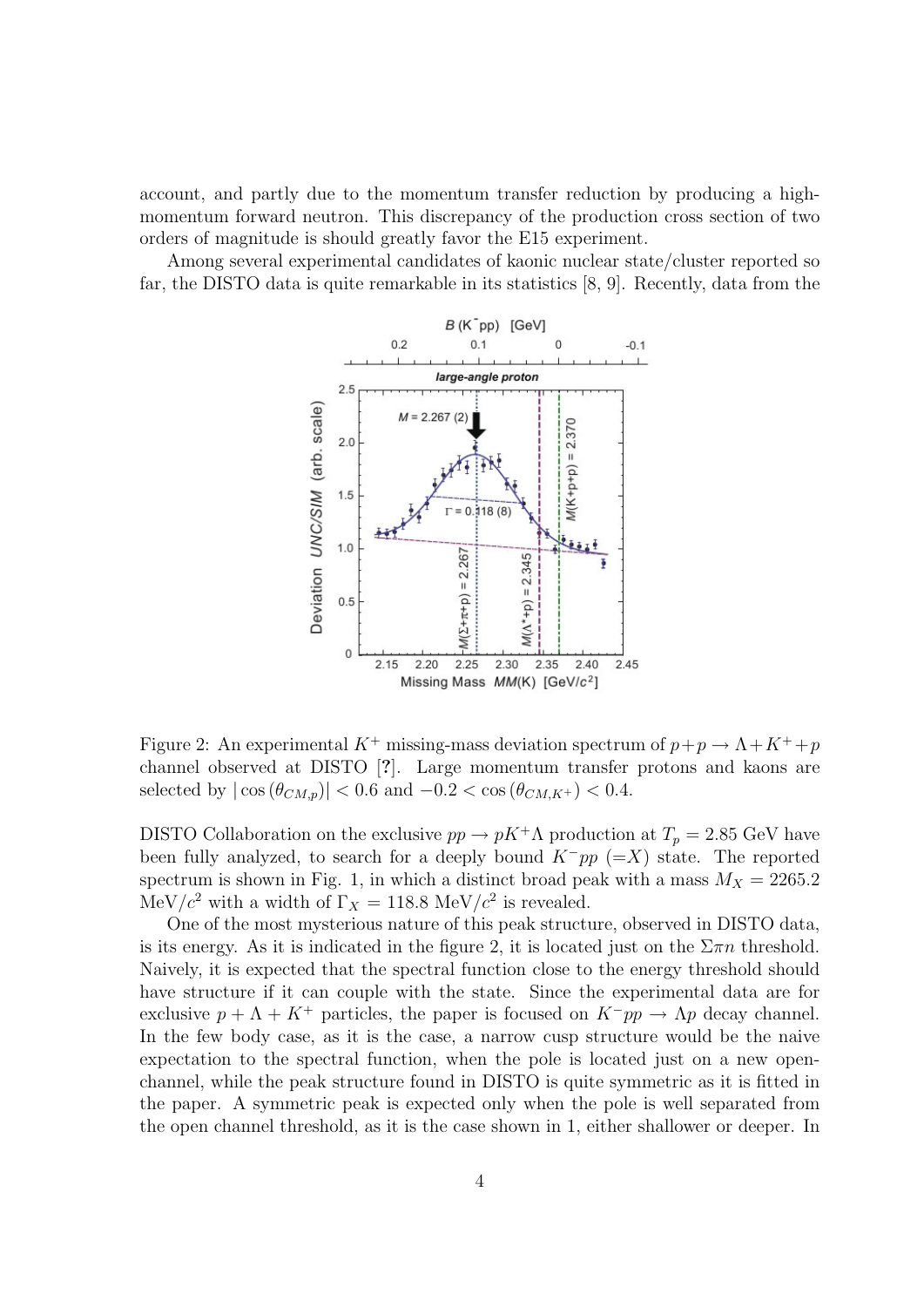account, and partly due to the momentum transfer reduction by producing a high-momentum forward neutron. This discrepancy of the production cross section of two orders of magnitude is should greatly favor the E15 experiment.

Among several experimental candidates of kaonic nuclear state/cluster reported so far, the DISTO data is quite remarkable in its statistics [8, 9]. Recently, data from the

Figure 2: An experimental $K^+$ missing-mass deviation spectrum of $p+p \rightarrow \Lambda + K^+ + p$ channel observed at DISTO [?]. Large momentum transfer protons and kaons are selected by $|\cos(\theta_{CM,p})| < 0.6$ and $-0.2 < \cos(\theta_{CM,K^+}) < 0.4$.

DISTO Collaboration on the exclusive $pp \rightarrow pK^+\Lambda$ production at $T_p = 2.85$ GeV have been fully analyzed, to search for a deeply bound $K^-pp$ $(=X)$ state. The reported spectrum is shown in Fig. 1, in which a distinct broad peak with a mass $M_X = 2265.2$ MeV/$c^2$ with a width of $\Gamma_X = 118.8$ MeV/$c^2$ is revealed.

One of the most mysterious nature of this peak structure, observed in DISTO data, is its energy. As it is indicated in the figure 2, it is located just on the $\Sigma\pi n$ threshold. Naively, it is expected that the spectral function close to the energy threshold should have structure if it can couple with the state. Since the experimental data are for exclusive $p + \Lambda + K^+$ particles, the paper is focused on $K^-pp \rightarrow \Lambda p$ decay channel. In the few body case, as it is the case, a narrow cusp structure would be the naive expectation to the spectral function, when the pole is located just on a new open-channel, while the peak structure found in DISTO is quite symmetric as it is fitted in the paper. A symmetric peak is expected only when the pole is well separated from the open channel threshold, as it is the case shown in 1, either shallower or deeper. In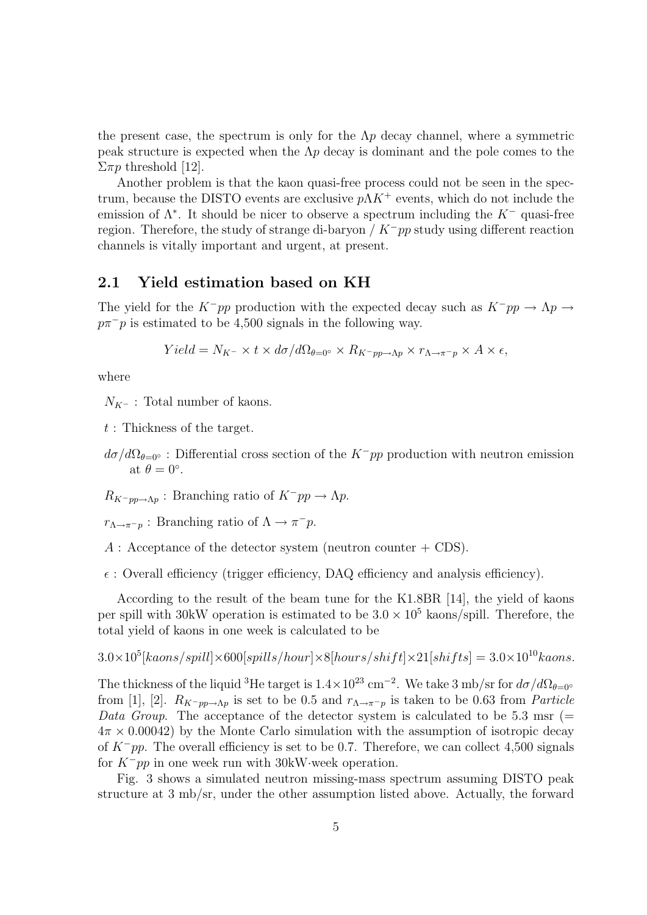the present case, the spectrum is only for the $\Lambda p$ decay channel, where a symmetric peak structure is expected when the $\Lambda p$ decay is dominant and the pole comes to the $\Sigma\pi p$ threshold [12].

Another problem is that the kaon quasi-free process could not be seen in the spectrum, because the DISTO events are exclusive $p\Lambda K^+$ events, which do not include the emission of $\Lambda^*$. It should be nicer to observe a spectrum including the $K^-$ quasi-free region. Therefore, the study of strange di-baryon / $K^-pp$ study using different reaction channels is vitally important and urgent, at present.

## 2.1 Yield estimation based on KH

The yield for the $K^-pp$ production with the expected decay such as $K^-pp \to \Lambda p \to p\pi^- p$ is estimated to be 4,500 signals in the following way.

$$Yield = N_{K^-} \times t \times d\sigma/d\Omega_{\theta=0^\circ} \times R_{K^-pp\to\Lambda p} \times r_{\Lambda\to\pi^- p} \times A \times \epsilon,$$

where

- $N_{K^-}$ : Total number of kaons.
- $t$ : Thickness of the target.
- $d\sigma/d\Omega_{\theta=0^\circ}$ : Differential cross section of the $K^-pp$ production with neutron emission at $\theta = 0^\circ$.
- $R_{K^-pp\to\Lambda p}$ : Branching ratio of $K^-pp \to \Lambda p$.
- $r_{\Lambda\to\pi^- p}$ : Branching ratio of $\Lambda \to \pi^- p$.
- $A$ : Acceptance of the detector system (neutron counter + CDS).
- $\epsilon$ : Overall efficiency (trigger efficiency, DAQ efficiency and analysis efficiency).

According to the result of the beam tune for the K1.8BR [14], the yield of kaons per spill with 30kW operation is estimated to be $3.0 \times 10^5$ kaons/spill. Therefore, the total yield of kaons in one week is calculated to be

$$3.0\times 10^5[kaons/spill]\times 600[spills/hour]\times 8[hours/shift]\times 21[shifts] = 3.0\times 10^{10} kaons.$$

The thickness of the liquid $^3$He target is $1.4\times 10^{23}$ cm$^{-2}$. We take 3 mb/sr for $d\sigma/d\Omega_{\theta=0^\circ}$ from [1], [2]. $R_{K^-pp\to\Lambda p}$ is set to be 0.5 and $r_{\Lambda\to\pi^- p}$ is taken to be 0.63 from *Particle Data Group*. The acceptance of the detector system is calculated to be 5.3 msr ($= 4\pi \times 0.00042$) by the Monte Carlo simulation with the assumption of isotropic decay of $K^-pp$. The overall efficiency is set to be 0.7. Therefore, we can collect 4,500 signals for $K^-pp$ in one week run with 30kW·week operation.

Fig. 3 shows a simulated neutron missing-mass spectrum assuming DISTO peak structure at 3 mb/sr, under the other assumption listed above. Actually, the forward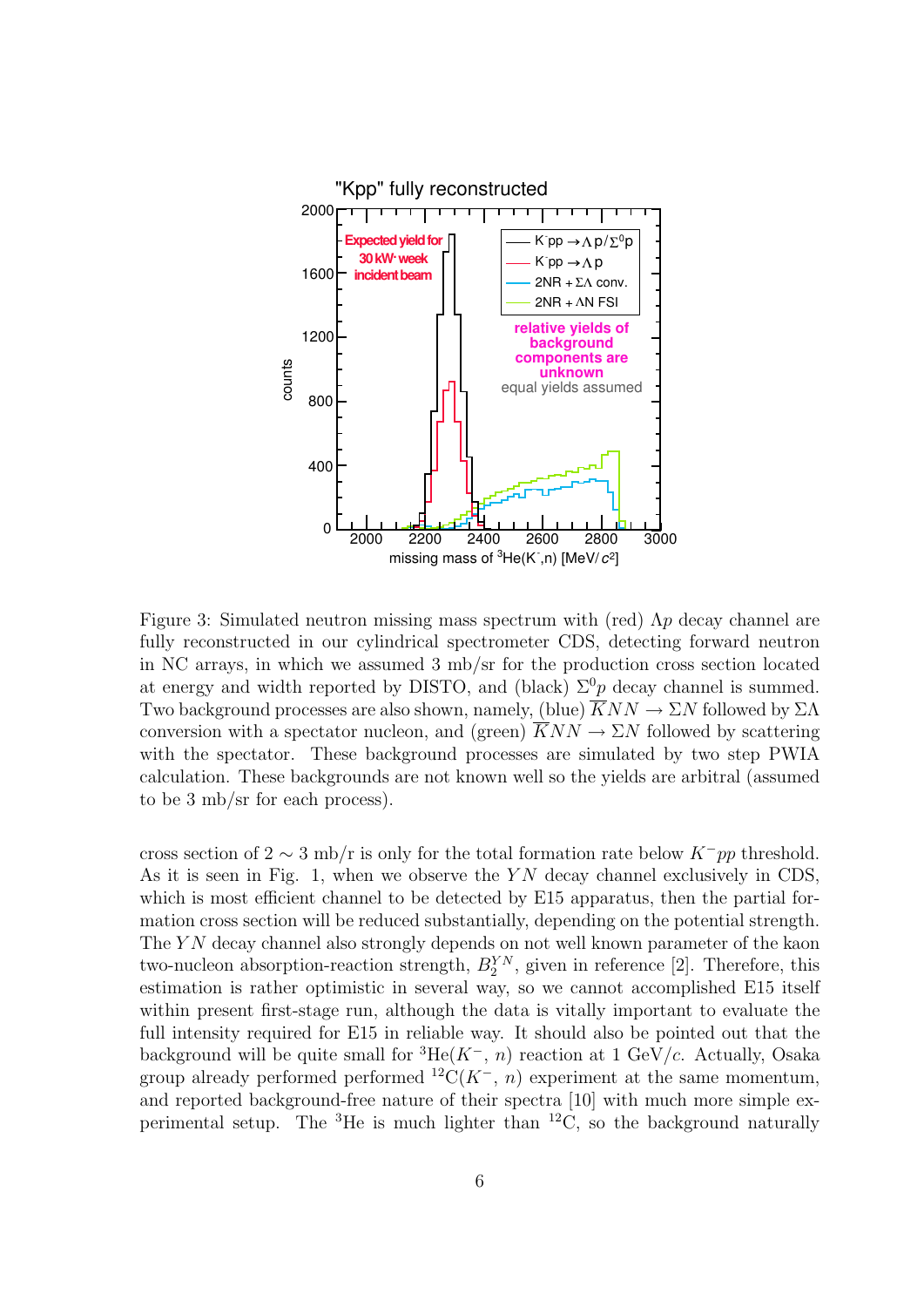Figure 3: Simulated neutron missing mass spectrum with (red) $\Lambda p$ decay channel are fully reconstructed in our cylindrical spectrometer CDS, detecting forward neutron in NC arrays, in which we assumed 3 mb/sr for the production cross section located at energy and width reported by DISTO, and (black) $\Sigma^0 p$ decay channel is summed. Two background processes are also shown, namely, (blue) $\overline{K}NN \to \Sigma N$ followed by $\Sigma\Lambda$ conversion with a spectator nucleon, and (green) $\overline{K}NN \to \Sigma N$ followed by scattering with the spectator. These background processes are simulated by two step PWIA calculation. These backgrounds are not known well so the yields are arbitral (assumed to be 3 mb/sr for each process).

cross section of $2 \sim 3$ mb/r is only for the total formation rate below $K^-pp$ threshold. As it is seen in Fig. 1, when we observe the $YN$ decay channel exclusively in CDS, which is most efficient channel to be detected by E15 apparatus, then the partial formation cross section will be reduced substantially, depending on the potential strength. The $YN$ decay channel also strongly depends on not well known parameter of the kaon two-nucleon absorption-reaction strength, $B_2^{YN}$, given in reference [2]. Therefore, this estimation is rather optimistic in several way, so we cannot accomplished E15 itself within present first-stage run, although the data is vitally important to evaluate the full intensity required for E15 in reliable way. It should also be pointed out that the background will be quite small for $^3$He($K^-$, $n$) reaction at 1 GeV/$c$. Actually, Osaka group already performed performed $^{12}$C($K^-$, $n$) experiment at the same momentum, and reported background-free nature of their spectra [10] with much more simple experimental setup. The $^3$He is much lighter than $^{12}$C, so the background naturally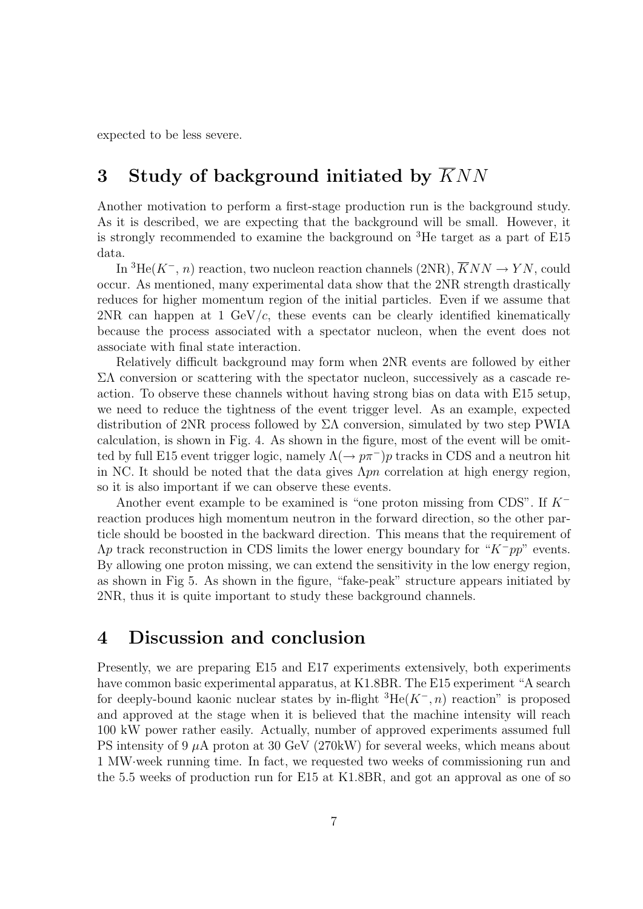expected to be less severe.

## 3 Study of background initiated by $\overline{K}NN$

Another motivation to perform a first-stage production run is the background study. As it is described, we are expecting that the background will be small. However, it is strongly recommended to examine the background on $^3$He target as a part of E15 data.

In $^3$He($K^-$, $n$) reaction, two nucleon reaction channels (2NR), $\overline{K}NN \rightarrow YN$, could occur. As mentioned, many experimental data show that the 2NR strength drastically reduces for higher momentum region of the initial particles. Even if we assume that 2NR can happen at 1 GeV/$c$, these events can be clearly identified kinematically because the process associated with a spectator nucleon, when the event does not associate with final state interaction.

Relatively difficult background may form when 2NR events are followed by either $\Sigma\Lambda$ conversion or scattering with the spectator nucleon, successively as a cascade reaction. To observe these channels without having strong bias on data with E15 setup, we need to reduce the tightness of the event trigger level. As an example, expected distribution of 2NR process followed by $\Sigma\Lambda$ conversion, simulated by two step PWIA calculation, is shown in Fig. 4. As shown in the figure, most of the event will be omitted by full E15 event trigger logic, namely $\Lambda(\rightarrow p\pi^-)p$ tracks in CDS and a neutron hit in NC. It should be noted that the data gives $\Lambda pn$ correlation at high energy region, so it is also important if we can observe these events.

Another event example to be examined is "one proton missing from CDS". If $K^-$ reaction produces high momentum neutron in the forward direction, so the other particle should be boosted in the backward direction. This means that the requirement of $\Lambda p$ track reconstruction in CDS limits the lower energy boundary for "$K^-pp$" events. By allowing one proton missing, we can extend the sensitivity in the low energy region, as shown in Fig 5. As shown in the figure, "fake-peak" structure appears initiated by 2NR, thus it is quite important to study these background channels.

## 4 Discussion and conclusion

Presently, we are preparing E15 and E17 experiments extensively, both experiments have common basic experimental apparatus, at K1.8BR. The E15 experiment "A search for deeply-bound kaonic nuclear states by in-flight $^3$He($K^-$, $n$) reaction" is proposed and approved at the stage when it is believed that the machine intensity will reach 100 kW power rather easily. Actually, number of approved experiments assumed full PS intensity of 9 $\mu$A proton at 30 GeV (270kW) for several weeks, which means about 1 MW·week running time. In fact, we requested two weeks of commissioning run and the 5.5 weeks of production run for E15 at K1.8BR, and got an approval as one of so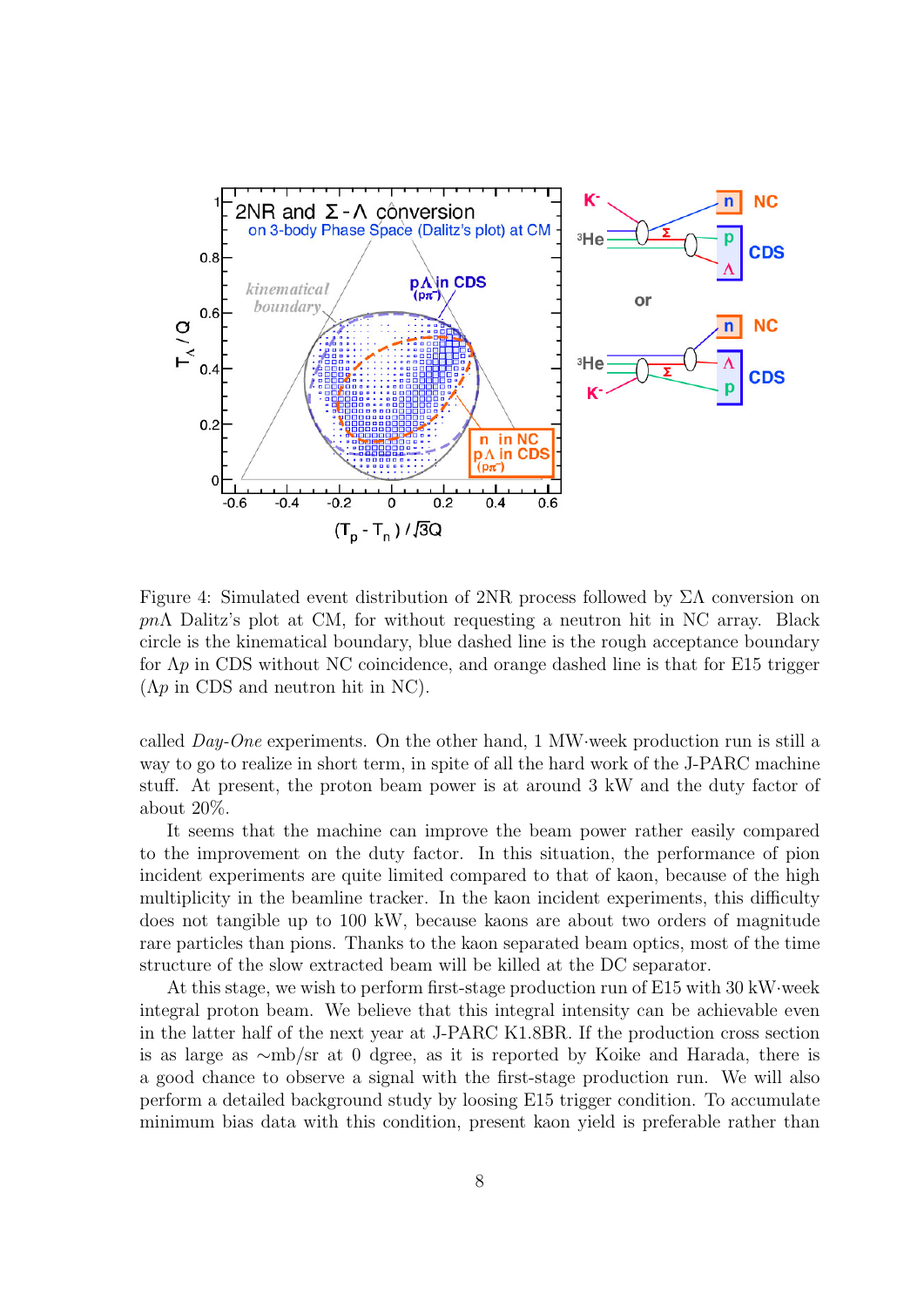Figure 4: Simulated event distribution of 2NR process followed by $\Sigma\Lambda$ conversion on $pn\Lambda$ Dalitz's plot at CM, for without requesting a neutron hit in NC array. Black circle is the kinematical boundary, blue dashed line is the rough acceptance boundary for $\Lambda p$ in CDS without NC coincidence, and orange dashed line is that for E15 trigger ($\Lambda p$ in CDS and neutron hit in NC).

called *Day-One* experiments. On the other hand, 1 MW·week production run is still a way to go to realize in short term, in spite of all the hard work of the J-PARC machine stuff. At present, the proton beam power is at around 3 kW and the duty factor of about 20%.

It seems that the machine can improve the beam power rather easily compared to the improvement on the duty factor. In this situation, the performance of pion incident experiments are quite limited compared to that of kaon, because of the high multiplicity in the beamline tracker. In the kaon incident experiments, this difficulty does not tangible up to 100 kW, because kaons are about two orders of magnitude rare particles than pions. Thanks to the kaon separated beam optics, most of the time structure of the slow extracted beam will be killed at the DC separator.

At this stage, we wish to perform first-stage production run of E15 with 30 kW·week integral proton beam. We believe that this integral intensity can be achievable even in the latter half of the next year at J-PARC K1.8BR. If the production cross section is as large as ~mb/sr at 0 dgree, as it is reported by Koike and Harada, there is a good chance to observe a signal with the first-stage production run. We will also perform a detailed background study by loosing E15 trigger condition. To accumulate minimum bias data with this condition, present kaon yield is preferable rather than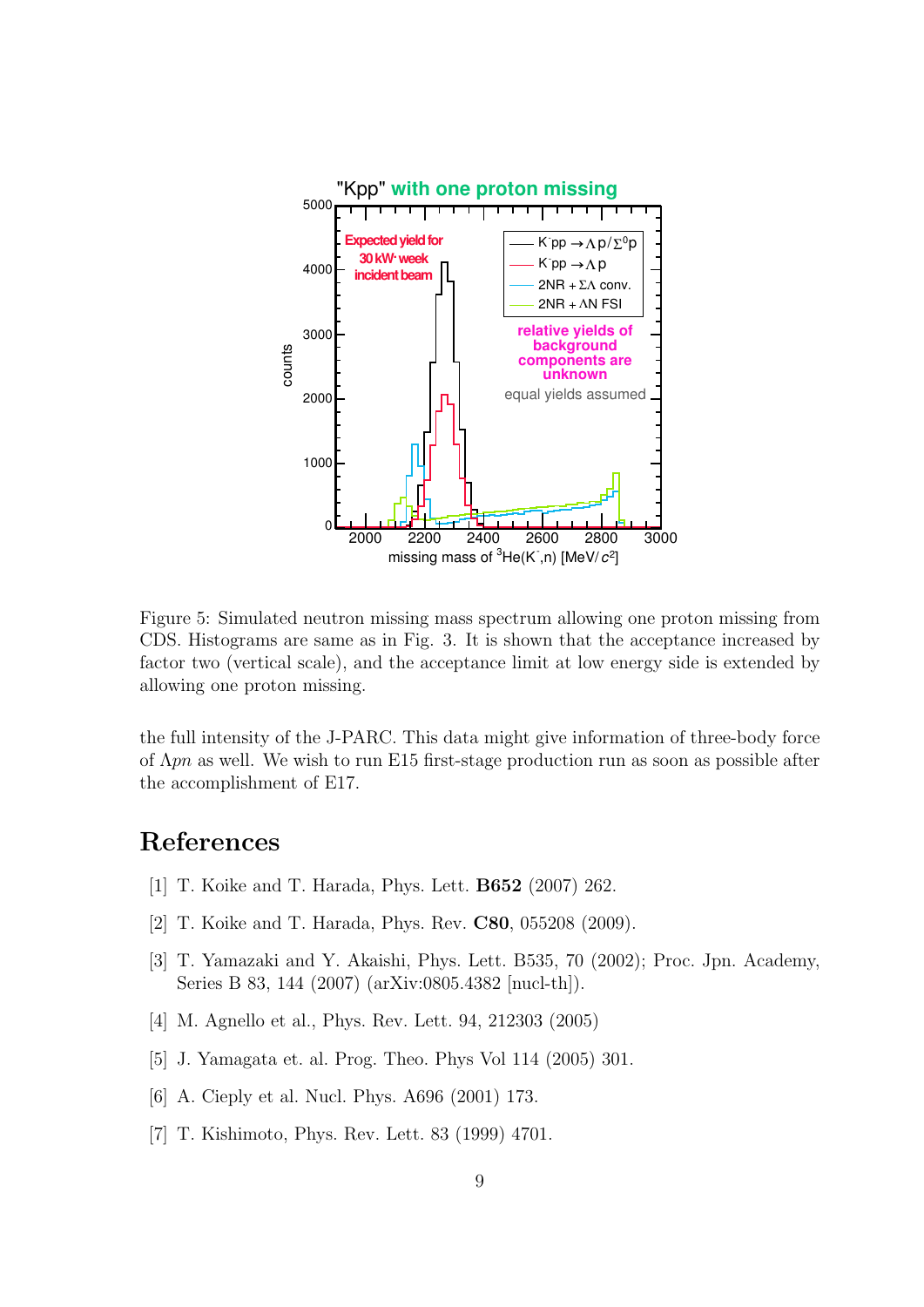Figure 5: Simulated neutron missing mass spectrum allowing one proton missing from CDS. Histograms are same as in Fig. 3. It is shown that the acceptance increased by factor two (vertical scale), and the acceptance limit at low energy side is extended by allowing one proton missing.

the full intensity of the J-PARC. This data might give information of three-body force of $\Lambda pn$ as well. We wish to run E15 first-stage production run as soon as possible after the accomplishment of E17.

# References

[1] T. Koike and T. Harada, Phys. Lett. **B652** (2007) 262.

[2] T. Koike and T. Harada, Phys. Rev. **C80**, 055208 (2009).

[3] T. Yamazaki and Y. Akaishi, Phys. Lett. B535, 70 (2002); Proc. Jpn. Academy, Series B 83, 144 (2007) (arXiv:0805.4382 [nucl-th]).

[4] M. Agnello et al., Phys. Rev. Lett. 94, 212303 (2005)

[5] J. Yamagata et. al. Prog. Theo. Phys Vol 114 (2005) 301.

[6] A. Cieply et al. Nucl. Phys. A696 (2001) 173.

[7] T. Kishimoto, Phys. Rev. Lett. 83 (1999) 4701.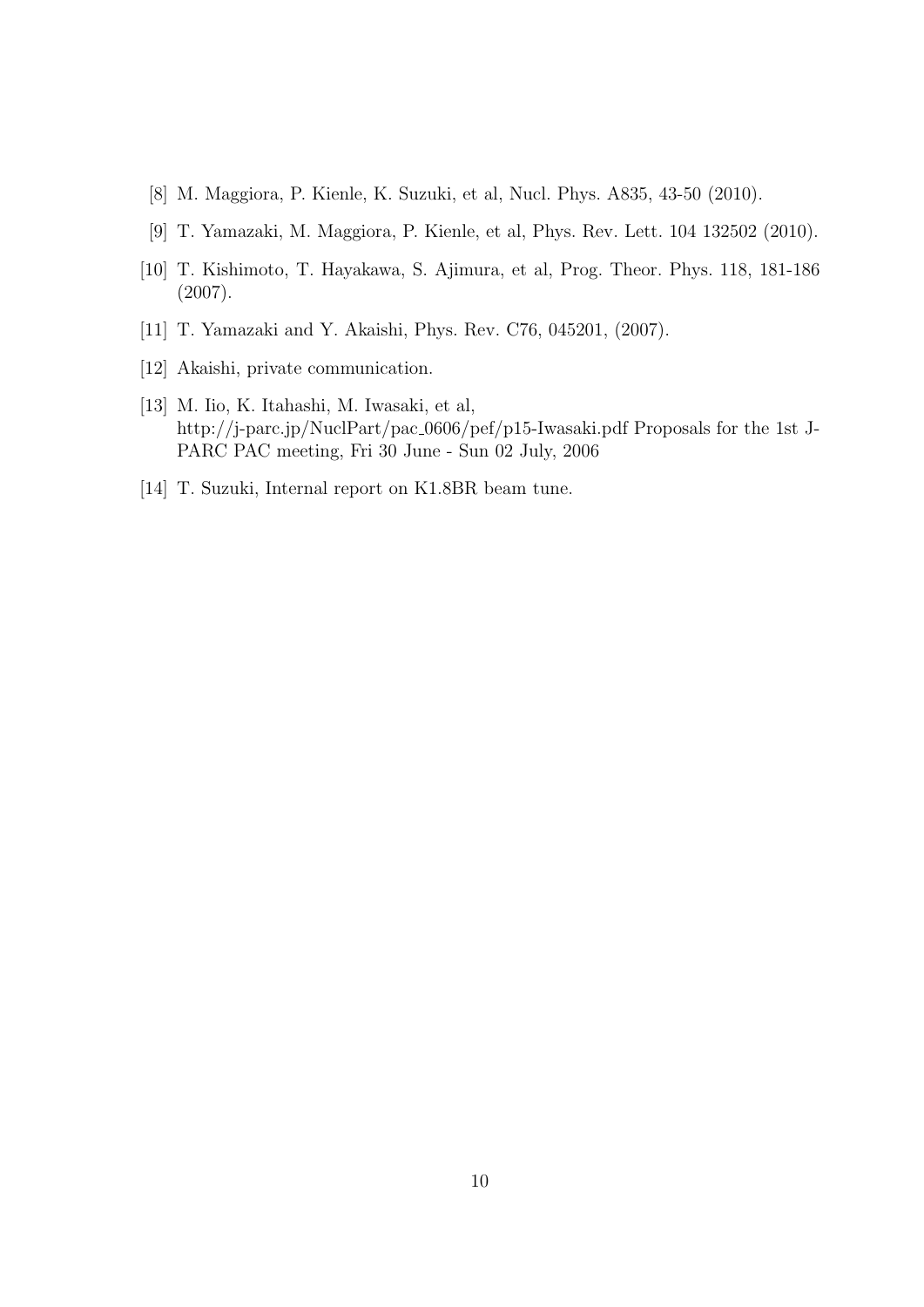[8] M. Maggiora, P. Kienle, K. Suzuki, et al, Nucl. Phys. A835, 43-50 (2010).

[9] T. Yamazaki, M. Maggiora, P. Kienle, et al, Phys. Rev. Lett. 104 132502 (2010).

[10] T. Kishimoto, T. Hayakawa, S. Ajimura, et al, Prog. Theor. Phys. 118, 181-186 (2007).

[11] T. Yamazaki and Y. Akaishi, Phys. Rev. C76, 045201, (2007).

[12] Akaishi, private communication.

[13] M. Iio, K. Itahashi, M. Iwasaki, et al, http://j-parc.jp/NuclPart/pac_0606/pef/p15-Iwasaki.pdf Proposals for the 1st J-PARC PAC meeting, Fri 30 June - Sun 02 July, 2006

[14] T. Suzuki, Internal report on K1.8BR beam tune.